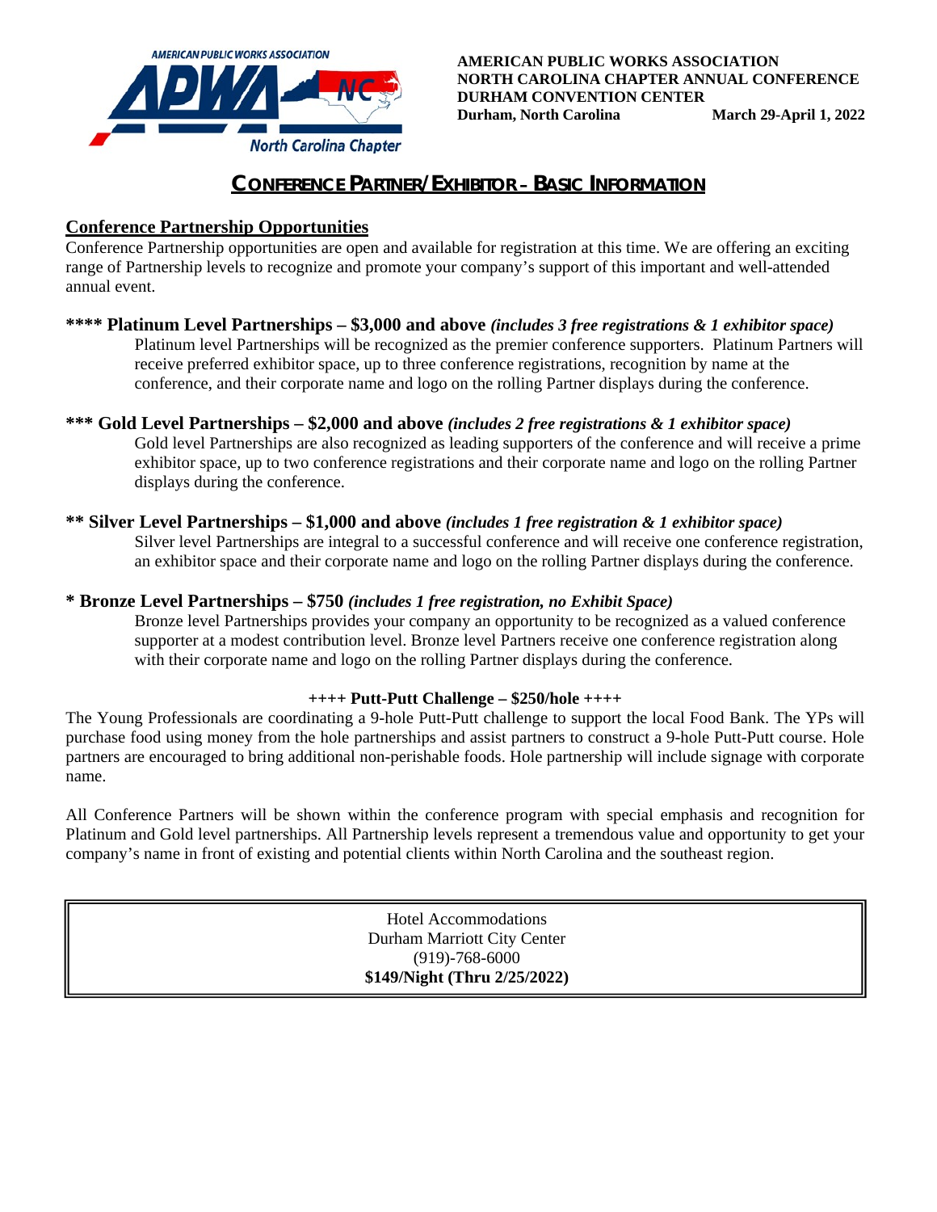AMERICAN PUBLIC WORKS ASSOCIATION
NORTH CAROLINA CHAPTER ANNUAL CONFERENCE
DURHAM CONVENTION CENTER
Durham, North Carolina March 29-April 1, 2022

# CONFERENCE PARTNER/EXHIBITOR – BASIC INFORMATION

## Conference Partnership Opportunities

Conference Partnership opportunities are open and available for registration at this time. We are offering an exciting range of Partnership levels to recognize and promote your company's support of this important and well-attended annual event.

### **** Platinum Level Partnerships – $3,000 and above *(includes 3 free registrations & 1 exhibitor space)*

Platinum level Partnerships will be recognized as the premier conference supporters. Platinum Partners will receive preferred exhibitor space, up to three conference registrations, recognition by name at the conference, and their corporate name and logo on the rolling Partner displays during the conference.

### *** Gold Level Partnerships – $2,000 and above *(includes 2 free registrations & 1 exhibitor space)*

Gold level Partnerships are also recognized as leading supporters of the conference and will receive a prime exhibitor space, up to two conference registrations and their corporate name and logo on the rolling Partner displays during the conference.

### ** Silver Level Partnerships – $1,000 and above *(includes 1 free registration & 1 exhibitor space)*

Silver level Partnerships are integral to a successful conference and will receive one conference registration, an exhibitor space and their corporate name and logo on the rolling Partner displays during the conference.

### * Bronze Level Partnerships – $750 *(includes 1 free registration, no Exhibit Space)*

Bronze level Partnerships provides your company an opportunity to be recognized as a valued conference supporter at a modest contribution level. Bronze level Partners receive one conference registration along with their corporate name and logo on the rolling Partner displays during the conference.

**++++ Putt-Putt Challenge – $250/hole ++++**

The Young Professionals are coordinating a 9-hole Putt-Putt challenge to support the local Food Bank. The YPs will purchase food using money from the hole partnerships and assist partners to construct a 9-hole Putt-Putt course. Hole partners are encouraged to bring additional non-perishable foods. Hole partnership will include signage with corporate name.

All Conference Partners will be shown within the conference program with special emphasis and recognition for Platinum and Gold level partnerships. All Partnership levels represent a tremendous value and opportunity to get your company's name in front of existing and potential clients within North Carolina and the southeast region.

Hotel Accommodations
Durham Marriott City Center
(919)-768-6000
**$149/Night (Thru 2/25/2022)**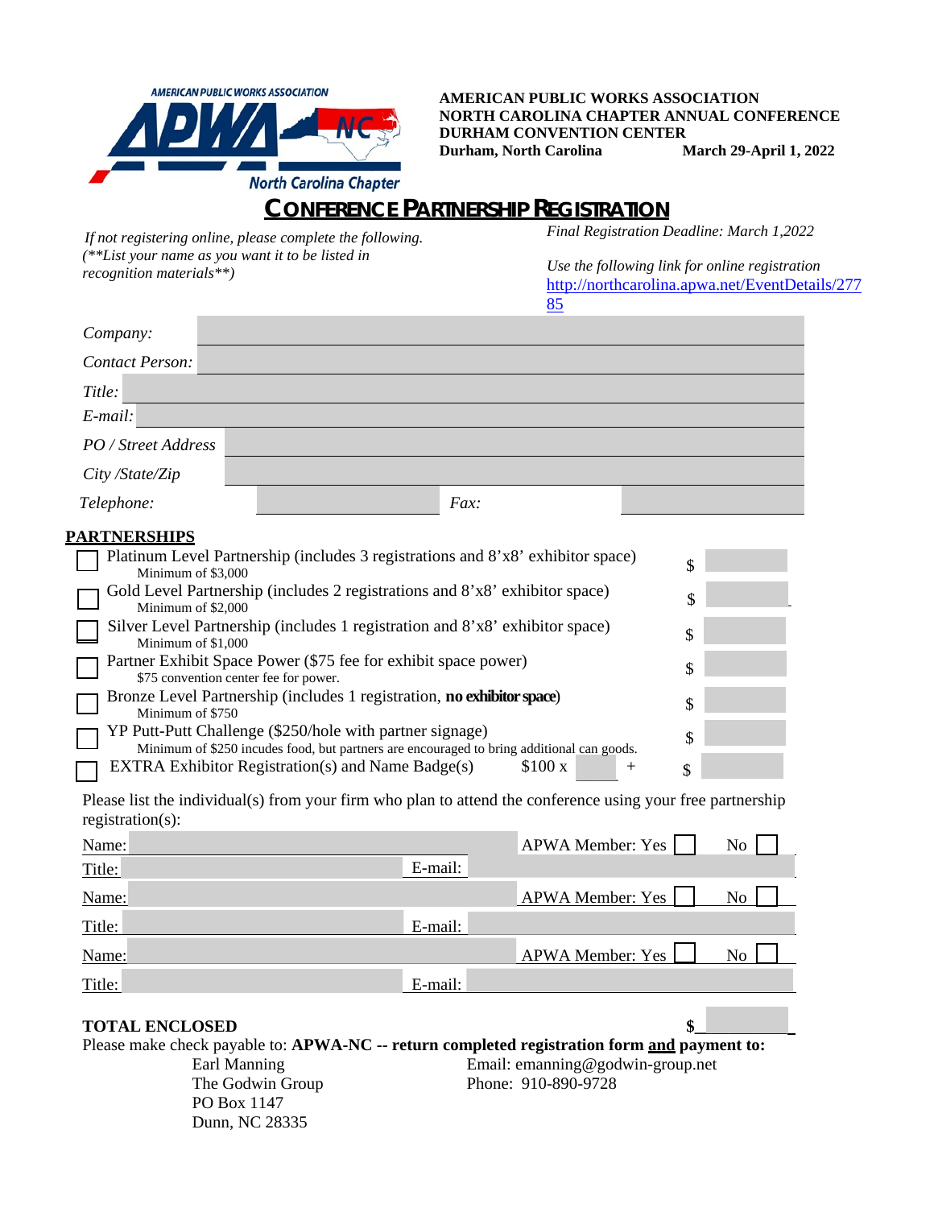**AMERICAN PUBLIC WORKS ASSOCIATION**
**NORTH CAROLINA CHAPTER ANNUAL CONFERENCE**
**DURHAM CONVENTION CENTER**
**Durham, North Carolina March 29-April 1, 2022**

# CONFERENCE PARTNERSHIP REGISTRATION

*If not registering online, please complete the following.*
*(\*\*List your name as you want it to be listed in recognition materials\*\*)*

*Final Registration Deadline: March 1,2022*

*Use the following link for online registration*
http://northcarolina.apwa.net/EventDetails/27785

*Company:*

*Contact Person:*

*Title:*

*E-mail:*

*PO / Street Address*

*City /State/Zip*

*Telephone:* *Fax:*

## PARTNERSHIPS

- ☐ Platinum Level Partnership (includes 3 registrations and 8'x8' exhibitor space) — $
  Minimum of $3,000
- ☐ Gold Level Partnership (includes 2 registrations and 8'x8' exhibitor space) — $
  Minimum of $2,000
- ☐ Silver Level Partnership (includes 1 registration and 8'x8' exhibitor space) — $
  Minimum of $1,000
- ☐ Partner Exhibit Space Power ($75 fee for exhibit space power) — $
  $75 convention center fee for power.
- ☐ Bronze Level Partnership (includes 1 registration, **no exhibitor space**) — $
  Minimum of $750
- ☐ YP Putt-Putt Challenge ($250/hole with partner signage) — $
  Minimum of $250 incudes food, but partners are encouraged to bring additional can goods.
- ☐ EXTRA Exhibitor Registration(s) and Name Badge(s) $100 x ____ + — $

Please list the individual(s) from your firm who plan to attend the conference using your free partnership registration(s):

Name: ____ APWA Member: Yes ☐ No ☐
Title: ____ E-mail: ____

Name: ____ APWA Member: Yes ☐ No ☐
Title: ____ E-mail: ____

Name: ____ APWA Member: Yes ☐ No ☐
Title: ____ E-mail: ____

**TOTAL ENCLOSED** **$**____

Please make check payable to: **APWA-NC -- return completed registration form and payment to:**

Earl Manning
The Godwin Group
PO Box 1147
Dunn, NC 28335

Email: emanning@godwin-group.net
Phone: 910-890-9728